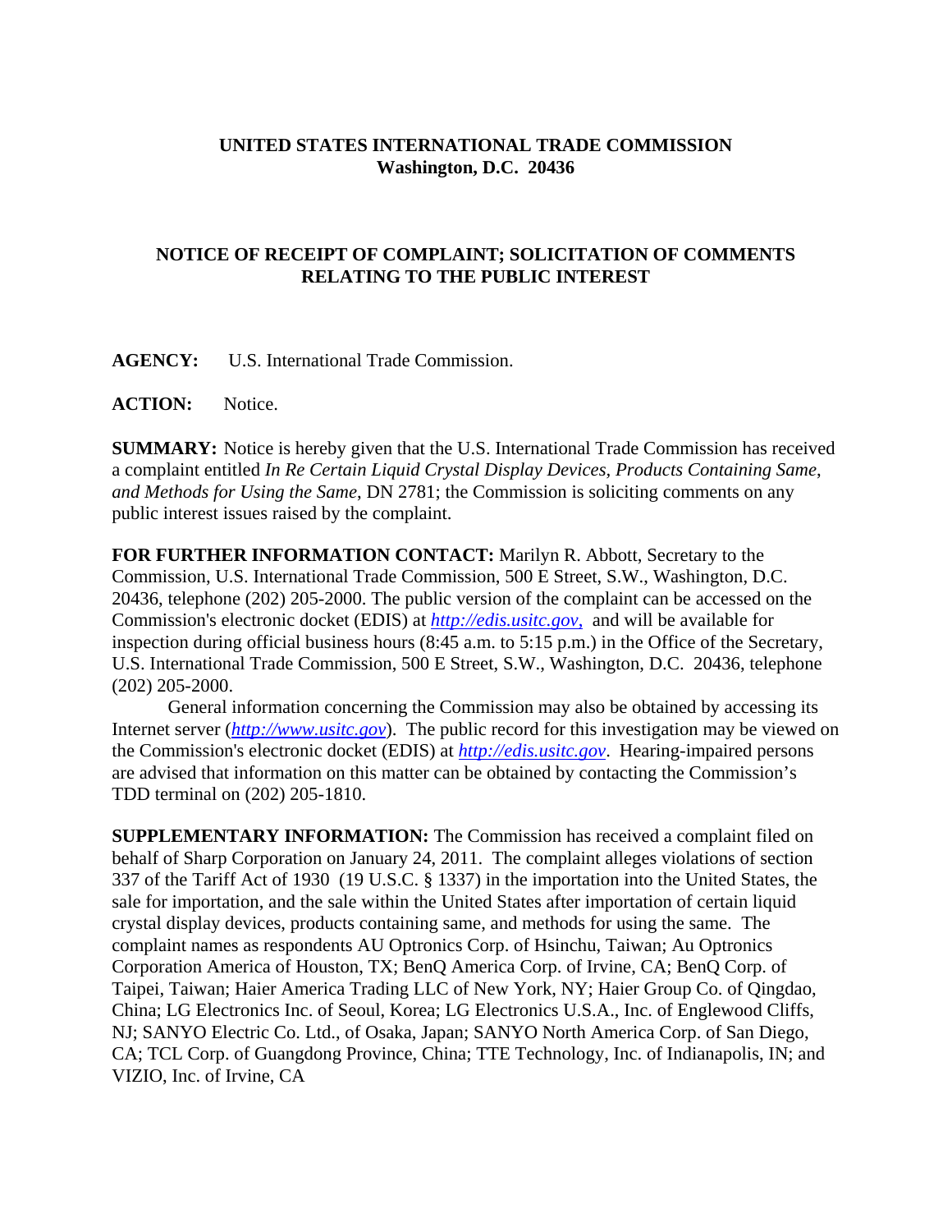**UNITED STATES INTERNATIONAL TRADE COMMISSION**
**Washington, D.C. 20436**

## NOTICE OF RECEIPT OF COMPLAINT; SOLICITATION OF COMMENTS RELATING TO THE PUBLIC INTEREST

**AGENCY:** U.S. International Trade Commission.

**ACTION:** Notice.

**SUMMARY:** Notice is hereby given that the U.S. International Trade Commission has received a complaint entitled *In Re Certain Liquid Crystal Display Devices, Products Containing Same, and Methods for Using the Same*, DN 2781; the Commission is soliciting comments on any public interest issues raised by the complaint.

**FOR FURTHER INFORMATION CONTACT:** Marilyn R. Abbott, Secretary to the Commission, U.S. International Trade Commission, 500 E Street, S.W., Washington, D.C. 20436, telephone (202) 205-2000. The public version of the complaint can be accessed on the Commission's electronic docket (EDIS) at *http://edis.usitc.gov*, and will be available for inspection during official business hours (8:45 a.m. to 5:15 p.m.) in the Office of the Secretary, U.S. International Trade Commission, 500 E Street, S.W., Washington, D.C. 20436, telephone (202) 205-2000.

General information concerning the Commission may also be obtained by accessing its Internet server (*http://www.usitc.gov*). The public record for this investigation may be viewed on the Commission's electronic docket (EDIS) at *http://edis.usitc.gov*. Hearing-impaired persons are advised that information on this matter can be obtained by contacting the Commission's TDD terminal on (202) 205-1810.

**SUPPLEMENTARY INFORMATION:** The Commission has received a complaint filed on behalf of Sharp Corporation on January 24, 2011. The complaint alleges violations of section 337 of the Tariff Act of 1930 (19 U.S.C. § 1337) in the importation into the United States, the sale for importation, and the sale within the United States after importation of certain liquid crystal display devices, products containing same, and methods for using the same. The complaint names as respondents AU Optronics Corp. of Hsinchu, Taiwan; Au Optronics Corporation America of Houston, TX; BenQ America Corp. of Irvine, CA; BenQ Corp. of Taipei, Taiwan; Haier America Trading LLC of New York, NY; Haier Group Co. of Qingdao, China; LG Electronics Inc. of Seoul, Korea; LG Electronics U.S.A., Inc. of Englewood Cliffs, NJ; SANYO Electric Co. Ltd., of Osaka, Japan; SANYO North America Corp. of San Diego, CA; TCL Corp. of Guangdong Province, China; TTE Technology, Inc. of Indianapolis, IN; and VIZIO, Inc. of Irvine, CA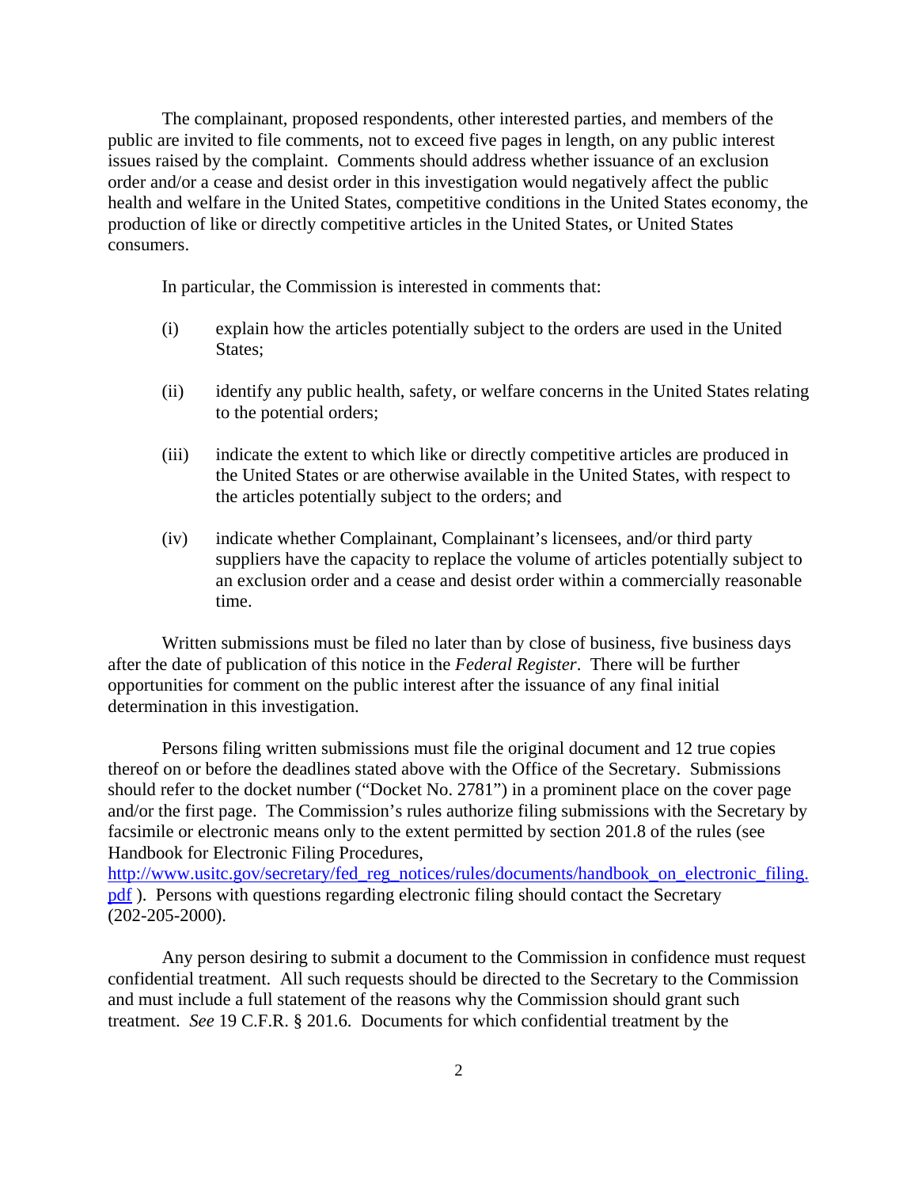The complainant, proposed respondents, other interested parties, and members of the public are invited to file comments, not to exceed five pages in length, on any public interest issues raised by the complaint. Comments should address whether issuance of an exclusion order and/or a cease and desist order in this investigation would negatively affect the public health and welfare in the United States, competitive conditions in the United States economy, the production of like or directly competitive articles in the United States, or United States consumers.

In particular, the Commission is interested in comments that:

(i) explain how the articles potentially subject to the orders are used in the United States;

(ii) identify any public health, safety, or welfare concerns in the United States relating to the potential orders;

(iii) indicate the extent to which like or directly competitive articles are produced in the United States or are otherwise available in the United States, with respect to the articles potentially subject to the orders; and

(iv) indicate whether Complainant, Complainant's licensees, and/or third party suppliers have the capacity to replace the volume of articles potentially subject to an exclusion order and a cease and desist order within a commercially reasonable time.

Written submissions must be filed no later than by close of business, five business days after the date of publication of this notice in the *Federal Register*. There will be further opportunities for comment on the public interest after the issuance of any final initial determination in this investigation.

Persons filing written submissions must file the original document and 12 true copies thereof on or before the deadlines stated above with the Office of the Secretary. Submissions should refer to the docket number ("Docket No. 2781") in a prominent place on the cover page and/or the first page. The Commission's rules authorize filing submissions with the Secretary by facsimile or electronic means only to the extent permitted by section 201.8 of the rules (see Handbook for Electronic Filing Procedures, http://www.usitc.gov/secretary/fed_reg_notices/rules/documents/handbook_on_electronic_filing.pdf ). Persons with questions regarding electronic filing should contact the Secretary (202-205-2000).

Any person desiring to submit a document to the Commission in confidence must request confidential treatment. All such requests should be directed to the Secretary to the Commission and must include a full statement of the reasons why the Commission should grant such treatment. *See* 19 C.F.R. § 201.6. Documents for which confidential treatment by the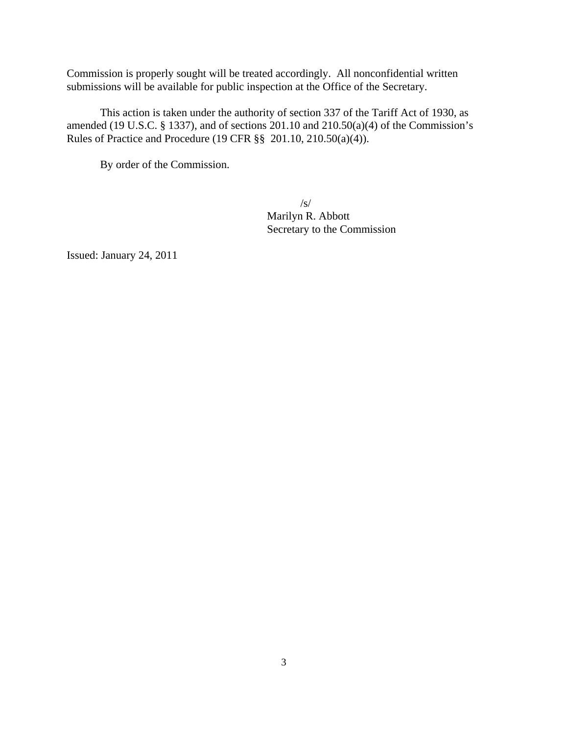Commission is properly sought will be treated accordingly. All nonconfidential written submissions will be available for public inspection at the Office of the Secretary.

This action is taken under the authority of section 337 of the Tariff Act of 1930, as amended (19 U.S.C. § 1337), and of sections 201.10 and 210.50(a)(4) of the Commission's Rules of Practice and Procedure (19 CFR §§ 201.10, 210.50(a)(4)).

By order of the Commission.

/s/
Marilyn R. Abbott
Secretary to the Commission

Issued: January 24, 2011